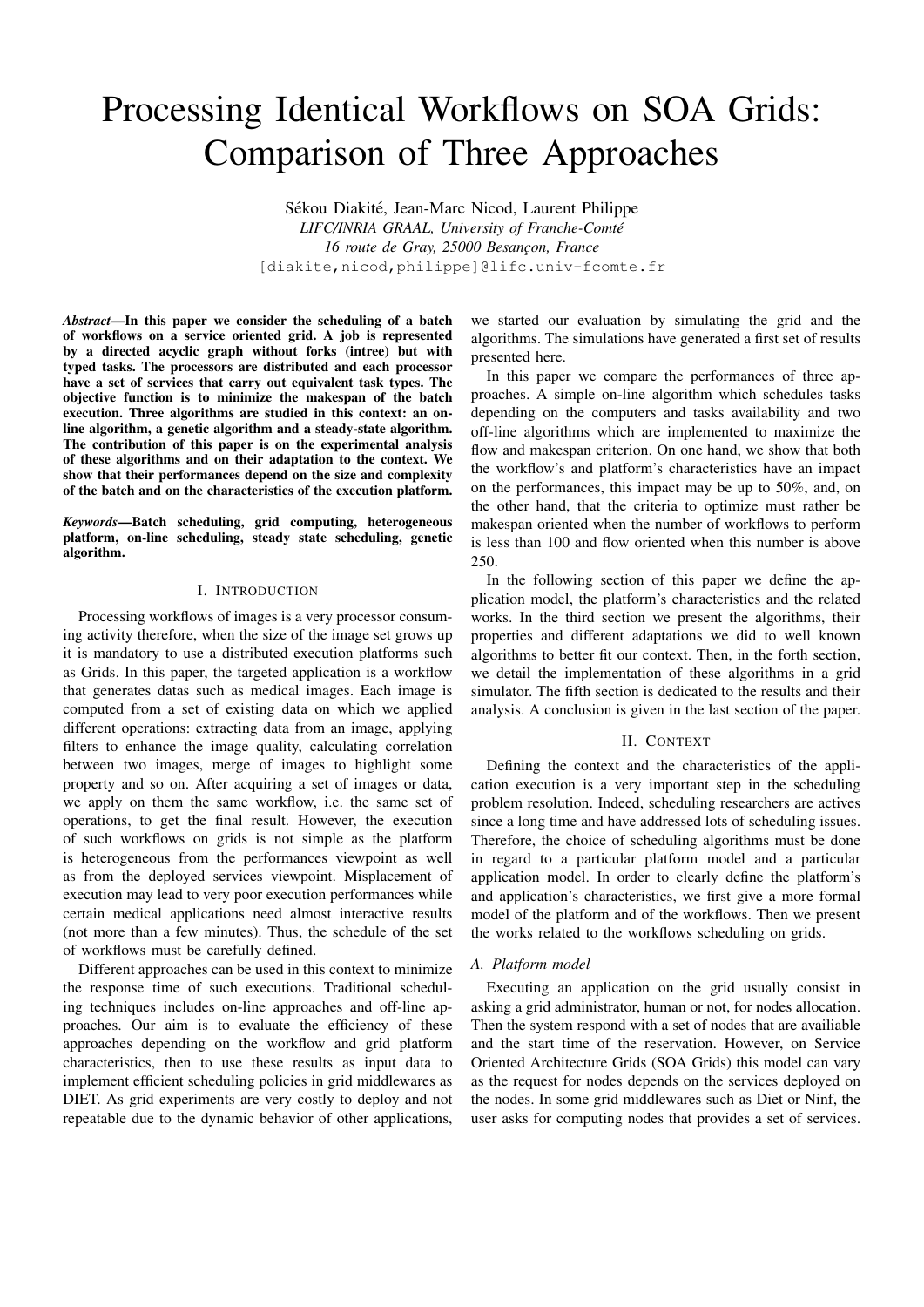# Processing Identical Workflows on SOA Grids: Comparison of Three Approaches

Sékou Diakité, Jean-Marc Nicod, Laurent Philippe

*LIFC/INRIA GRAAL, University of Franche-Comté*

*16 route de Gray, 25000 Besançon, France*

[diakite,nicod,philippe]@lifc.univ-fcomte.fr

***Abstract*—In this paper we consider the scheduling of a batch of workflows on a service oriented grid. A job is represented by a directed acyclic graph without forks (intree) but with typed tasks. The processors are distributed and each processor have a set of services that carry out equivalent task types. The objective function is to minimize the makespan of the batch execution. Three algorithms are studied in this context: an on-line algorithm, a genetic algorithm and a steady-state algorithm. The contribution of this paper is on the experimental analysis of these algorithms and on their adaptation to the context. We show that their performances depend on the size and complexity of the batch and on the characteristics of the execution platform.**

***Keywords*—Batch scheduling, grid computing, heterogeneous platform, on-line scheduling, steady state scheduling, genetic algorithm.**

## I. Introduction

Processing workflows of images is a very processor consuming activity therefore, when the size of the image set grows up it is mandatory to use a distributed execution platforms such as Grids. In this paper, the targeted application is a workflow that generates datas such as medical images. Each image is computed from a set of existing data on which we applied different operations: extracting data from an image, applying filters to enhance the image quality, calculating correlation between two images, merge of images to highlight some property and so on. After acquiring a set of images or data, we apply on them the same workflow, i.e. the same set of operations, to get the final result. However, the execution of such workflows on grids is not simple as the platform is heterogeneous from the performances viewpoint as well as from the deployed services viewpoint. Misplacement of execution may lead to very poor execution performances while certain medical applications need almost interactive results (not more than a few minutes). Thus, the schedule of the set of workflows must be carefully defined.

Different approaches can be used in this context to minimize the response time of such executions. Traditional scheduling techniques includes on-line approaches and off-line approaches. Our aim is to evaluate the efficiency of these approaches depending on the workflow and grid platform characteristics, then to use these results as input data to implement efficient scheduling policies in grid middlewares as DIET. As grid experiments are very costly to deploy and not repeatable due to the dynamic behavior of other applications, we started our evaluation by simulating the grid and the algorithms. The simulations have generated a first set of results presented here.

In this paper we compare the performances of three approaches. A simple on-line algorithm which schedules tasks depending on the computers and tasks availability and two off-line algorithms which are implemented to maximize the flow and makespan criterion. On one hand, we show that both the workflow's and platform's characteristics have an impact on the performances, this impact may be up to 50%, and, on the other hand, that the criteria to optimize must rather be makespan oriented when the number of workflows to perform is less than 100 and flow oriented when this number is above 250.

In the following section of this paper we define the application model, the platform's characteristics and the related works. In the third section we present the algorithms, their properties and different adaptations we did to well known algorithms to better fit our context. Then, in the forth section, we detail the implementation of these algorithms in a grid simulator. The fifth section is dedicated to the results and their analysis. A conclusion is given in the last section of the paper.

## II. Context

Defining the context and the characteristics of the application execution is a very important step in the scheduling problem resolution. Indeed, scheduling researchers are actives since a long time and have addressed lots of scheduling issues. Therefore, the choice of scheduling algorithms must be done in regard to a particular platform model and a particular application model. In order to clearly define the platform's and application's characteristics, we first give a more formal model of the platform and of the workflows. Then we present the works related to the workflows scheduling on grids.

### A. Platform model

Executing an application on the grid usually consist in asking a grid administrator, human or not, for nodes allocation. Then the system respond with a set of nodes that are availiable and the start time of the reservation. However, on Service Oriented Architecture Grids (SOA Grids) this model can vary as the request for nodes depends on the services deployed on the nodes. In some grid middlewares such as Diet or Ninf, the user asks for computing nodes that provides a set of services.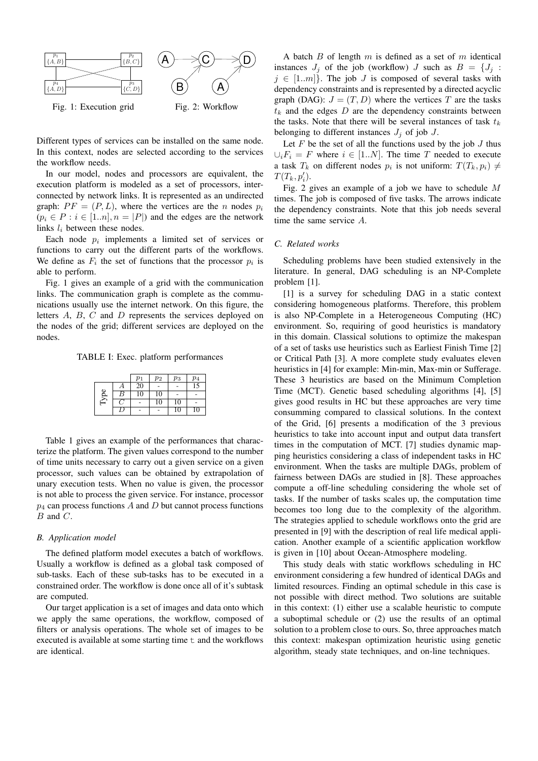Fig. 1: Execution grid

Fig. 2: Workflow

Different types of services can be installed on the same node. In this context, nodes are selected according to the services the workflow needs.

In our model, nodes and processors are equivalent, the execution platform is modeled as a set of processors, interconnected by network links. It is represented as an undirected graph: $PF = (P, L)$, where the vertices are the $n$ nodes $p_i$ ($p_i \in P : i \in [1..n], n = |P|$) and the edges are the network links $l_i$ between these nodes.

Each node $p_i$ implements a limited set of services or functions to carry out the different parts of the workflows. We define as $F_i$ the set of functions that the processor $p_i$ is able to perform.

Fig. 1 gives an example of a grid with the communication links. The communication graph is complete as the communications usually use the internet network. On this figure, the letters $A$, $B$, $C$ and $D$ represents the services deployed on the nodes of the grid; different services are deployed on the nodes.

TABLE I: Exec. platform performances

| | | $p_1$ | $p_2$ | $p_3$ | $p_4$ |
|---|---|---|---|---|---|
| Type | $A$ | 20 | - | - | 15 |
| | $B$ | 10 | 10 | - | - |
| | $C$ | - | 10 | 10 | - |
| | $D$ | - | - | 10 | 10 |

Table 1 gives an example of the performances that characterize the platform. The given values correspond to the number of time units necessary to carry out a given service on a given processor, such values can be obtained by extrapolation of unary execution tests. When no value is given, the processor is not able to process the given service. For instance, processor $p_4$ can process functions $A$ and $D$ but cannot process functions $B$ and $C$.

### B. Application model

The defined platform model executes a batch of workflows. Usually a workflow is defined as a global task composed of sub-tasks. Each of these sub-tasks has to be executed in a constrained order. The workflow is done once all of it's subtask are computed.

Our target application is a set of images and data onto which we apply the same operations, the workflow, composed of filters or analysis operations. The whole set of images to be executed is available at some starting time t and the workflows are identical.

A batch $B$ of length $m$ is defined as a set of $m$ identical instances $J_j$ of the job (workflow) $J$ such as $B = \{J_j : j \in [1..m]\}$. The job $J$ is composed of several tasks with dependency constraints and is represented by a directed acyclic graph (DAG): $J = (T, D)$ where the vertices $T$ are the tasks $t_k$ and the edges $D$ are the dependency constraints between the tasks. Note that there will be several instances of task $t_k$ belonging to different instances $J_j$ of job $J$.

Let $F$ be the set of all the functions used by the job $J$ thus $\cup_i F_i = F$ where $i \in [1..N]$. The time $T$ needed to execute a task $T_k$ on different nodes $p_i$ is not uniform: $T(T_k, p_i) \neq T(T_k, p_i')$.

Fig. 2 gives an example of a job we have to schedule $M$ times. The job is composed of five tasks. The arrows indicate the dependency constraints. Note that this job needs several time the same service $A$.

### C. Related works

Scheduling problems have been studied extensively in the literature. In general, DAG scheduling is an NP-Complete problem [1].

[1] is a survey for scheduling DAG in a static context considering homogeneous platforms. Therefore, this problem is also NP-Complete in a Heterogeneous Computing (HC) environment. So, requiring of good heuristics is mandatory in this domain. Classical solutions to optimize the makespan of a set of tasks use heuristics such as Earliest Finish Time [2] or Critical Path [3]. A more complete study evaluates eleven heuristics in [4] for example: Min-min, Max-min or Sufferage. These 3 heuristics are based on the Minimum Completion Time (MCT). Genetic based scheduling algorithms [4], [5] gives good results in HC but these approaches are very time consumming compared to classical solutions. In the context of the Grid, [6] presents a modification of the 3 previous heuristics to take into account input and output data transfert times in the computation of MCT. [7] studies dynamic mapping heuristics considering a class of independent tasks in HC environment. When the tasks are multiple DAGs, problem of fairness between DAGs are studied in [8]. These approaches compute a off-line scheduling considering the whole set of tasks. If the number of tasks scales up, the computation time becomes too long due to the complexity of the algorithm. The strategies applied to schedule workflows onto the grid are presented in [9] with the description of real life medical application. Another example of a scientific application workflow is given in [10] about Ocean-Atmosphere modeling.

This study deals with static workflows scheduling in HC environment considering a few hundred of identical DAGs and limited resources. Finding an optimal schedule in this case is not possible with direct method. Two solutions are suitable in this context: (1) either use a scalable heuristic to compute a suboptimal schedule or (2) use the results of an optimal solution to a problem close to ours. So, three approaches match this context: makespan optimization heuristic using genetic algorithm, steady state techniques, and on-line techniques.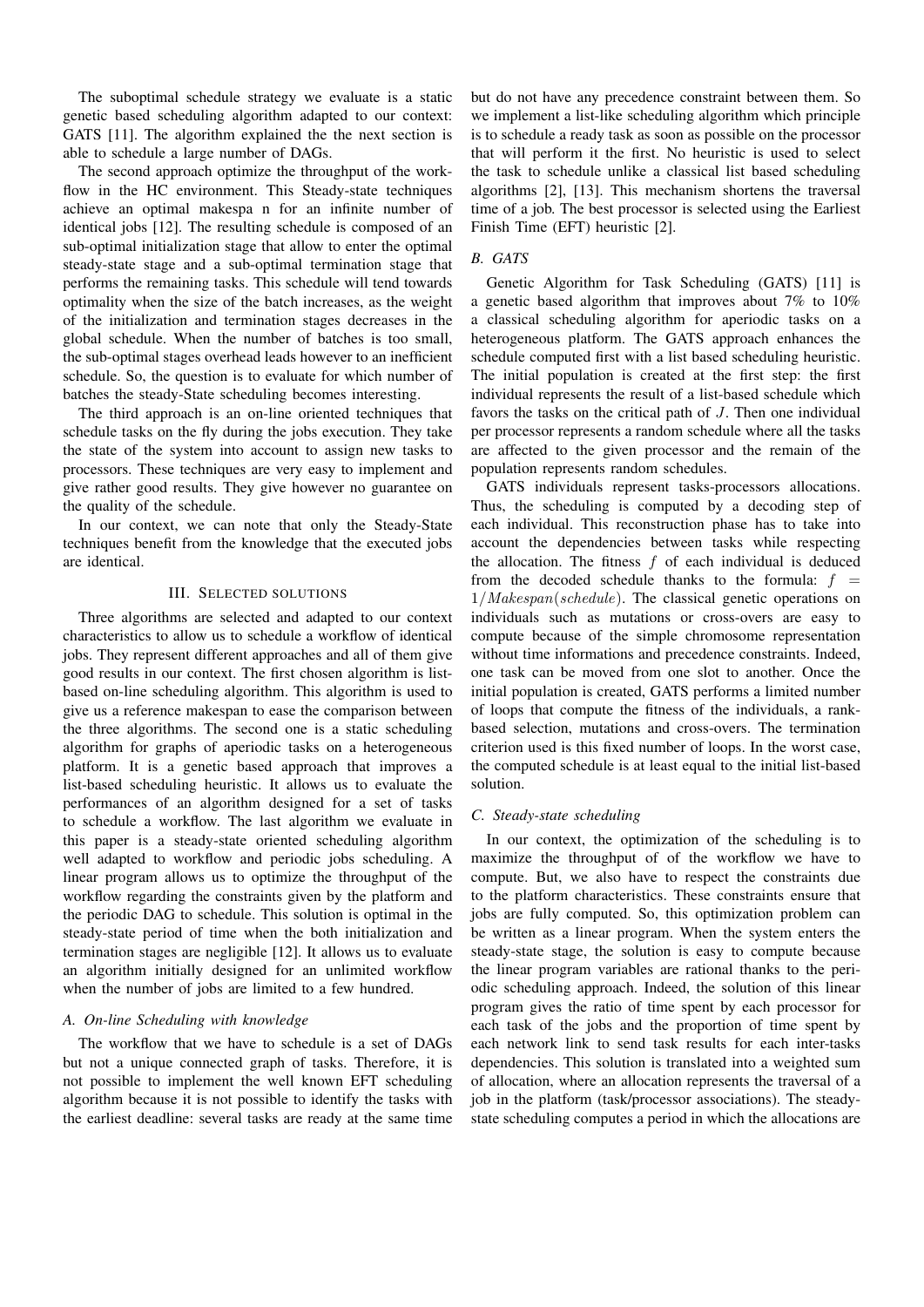The suboptimal schedule strategy we evaluate is a static genetic based scheduling algorithm adapted to our context: GATS [11]. The algorithm explained the the next section is able to schedule a large number of DAGs.

The second approach optimize the throughput of the workflow in the HC environment. This Steady-state techniques achieve an optimal makespa n for an infinite number of identical jobs [12]. The resulting schedule is composed of an sub-optimal initialization stage that allow to enter the optimal steady-state stage and a sub-optimal termination stage that performs the remaining tasks. This schedule will tend towards optimality when the size of the batch increases, as the weight of the initialization and termination stages decreases in the global schedule. When the number of batches is too small, the sub-optimal stages overhead leads however to an inefficient schedule. So, the question is to evaluate for which number of batches the steady-State scheduling becomes interesting.

The third approach is an on-line oriented techniques that schedule tasks on the fly during the jobs execution. They take the state of the system into account to assign new tasks to processors. These techniques are very easy to implement and give rather good results. They give however no guarantee on the quality of the schedule.

In our context, we can note that only the Steady-State techniques benefit from the knowledge that the executed jobs are identical.

## III. Selected solutions

Three algorithms are selected and adapted to our context characteristics to allow us to schedule a workflow of identical jobs. They represent different approaches and all of them give good results in our context. The first chosen algorithm is list-based on-line scheduling algorithm. This algorithm is used to give us a reference makespan to ease the comparison between the three algorithms. The second one is a static scheduling algorithm for graphs of aperiodic tasks on a heterogeneous platform. It is a genetic based approach that improves a list-based scheduling heuristic. It allows us to evaluate the performances of an algorithm designed for a set of tasks to schedule a workflow. The last algorithm we evaluate in this paper is a steady-state oriented scheduling algorithm well adapted to workflow and periodic jobs scheduling. A linear program allows us to optimize the throughput of the workflow regarding the constraints given by the platform and the periodic DAG to schedule. This solution is optimal in the steady-state period of time when the both initialization and termination stages are negligible [12]. It allows us to evaluate an algorithm initially designed for an unlimited workflow when the number of jobs are limited to a few hundred.

### A. On-line Scheduling with knowledge

The workflow that we have to schedule is a set of DAGs but not a unique connected graph of tasks. Therefore, it is not possible to implement the well known EFT scheduling algorithm because it is not possible to identify the tasks with the earliest deadline: several tasks are ready at the same time but do not have any precedence constraint between them. So we implement a list-like scheduling algorithm which principle is to schedule a ready task as soon as possible on the processor that will perform it the first. No heuristic is used to select the task to schedule unlike a classical list based scheduling algorithms [2], [13]. This mechanism shortens the traversal time of a job. The best processor is selected using the Earliest Finish Time (EFT) heuristic [2].

### B. GATS

Genetic Algorithm for Task Scheduling (GATS) [11] is a genetic based algorithm that improves about 7% to 10% a classical scheduling algorithm for aperiodic tasks on a heterogeneous platform. The GATS approach enhances the schedule computed first with a list based scheduling heuristic. The initial population is created at the first step: the first individual represents the result of a list-based schedule which favors the tasks on the critical path of $J$. Then one individual per processor represents a random schedule where all the tasks are affected to the given processor and the remain of the population represents random schedules.

GATS individuals represent tasks-processors allocations. Thus, the scheduling is computed by a decoding step of each individual. This reconstruction phase has to take into account the dependencies between tasks while respecting the allocation. The fitness $f$ of each individual is deduced from the decoded schedule thanks to the formula: $f = 1/Makespan(schedule)$. The classical genetic operations on individuals such as mutations or cross-overs are easy to compute because of the simple chromosome representation without time informations and precedence constraints. Indeed, one task can be moved from one slot to another. Once the initial population is created, GATS performs a limited number of loops that compute the fitness of the individuals, a rank-based selection, mutations and cross-overs. The termination criterion used is this fixed number of loops. In the worst case, the computed schedule is at least equal to the initial list-based solution.

### C. Steady-state scheduling

In our context, the optimization of the scheduling is to maximize the throughput of of the workflow we have to compute. But, we also have to respect the constraints due to the platform characteristics. These constraints ensure that jobs are fully computed. So, this optimization problem can be written as a linear program. When the system enters the steady-state stage, the solution is easy to compute because the linear program variables are rational thanks to the periodic scheduling approach. Indeed, the solution of this linear program gives the ratio of time spent by each processor for each task of the jobs and the proportion of time spent by each network link to send task results for each inter-tasks dependencies. This solution is translated into a weighted sum of allocation, where an allocation represents the traversal of a job in the platform (task/processor associations). The steady-state scheduling computes a period in which the allocations are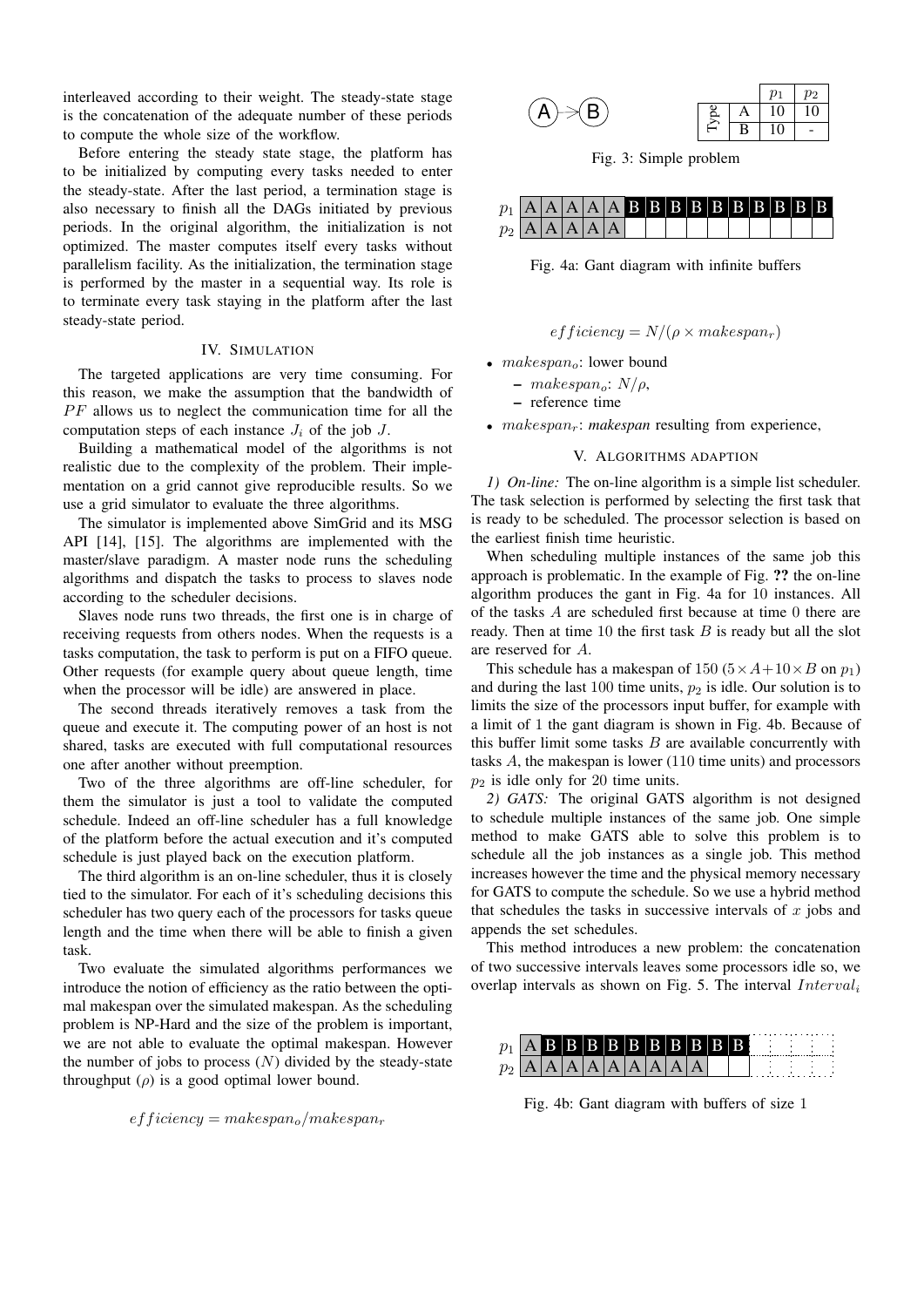interleaved according to their weight. The steady-state stage is the concatenation of the adequate number of these periods to compute the whole size of the workflow.

Before entering the steady state stage, the platform has to be initialized by computing every tasks needed to enter the steady-state. After the last period, a termination stage is also necessary to finish all the DAGs initiated by previous periods. In the original algorithm, the initialization is not optimized. The master computes itself every tasks without parallelism facility. As the initialization, the termination stage is performed by the master in a sequential way. Its role is to terminate every task staying in the platform after the last steady-state period.

## IV. Simulation

The targeted applications are very time consuming. For this reason, we make the assumption that the bandwidth of $PF$ allows us to neglect the communication time for all the computation steps of each instance $J_i$ of the job $J$.

Building a mathematical model of the algorithms is not realistic due to the complexity of the problem. Their implementation on a grid cannot give reproducible results. So we use a grid simulator to evaluate the three algorithms.

The simulator is implemented above SimGrid and its MSG API [14], [15]. The algorithms are implemented with the master/slave paradigm. A master node runs the scheduling algorithms and dispatch the tasks to process to slaves node according to the scheduler decisions.

Slaves node runs two threads, the first one is in charge of receiving requests from others nodes. When the requests is a tasks computation, the task to perform is put on a FIFO queue. Other requests (for example query about queue length, time when the processor will be idle) are answered in place.

The second threads iteratively removes a task from the queue and execute it. The computing power of an host is not shared, tasks are executed with full computational resources one after another without preemption.

Two of the three algorithms are off-line scheduler, for them the simulator is just a tool to validate the computed schedule. Indeed an off-line scheduler has a full knowledge of the platform before the actual execution and it's computed schedule is just played back on the execution platform.

The third algorithm is an on-line scheduler, thus it is closely tied to the simulator. For each of it's scheduling decisions this scheduler has two query each of the processors for tasks queue length and the time when there will be able to finish a given task.

Two evaluate the simulated algorithms performances we introduce the notion of efficiency as the ratio between the optimal makespan over the simulated makespan. As the scheduling problem is NP-Hard and the size of the problem is important, we are not able to evaluate the optimal makespan. However the number of jobs to process ($N$) divided by the steady-state throughput ($\rho$) is a good optimal lower bound.

$$efficiency = makespan_o / makespan_r$$

|  |  | $p_1$ | $p_2$ |
|---|---|---|---|
| Type | A | 10 | 10 |
|  | B | 10 | - |

Fig. 3: Simple problem

| | | | | | | | | | | | | | | | |
|---|---|---|---|---|---|---|---|---|---|---|---|---|---|---|---|
| $p_1$ | A | A | A | A | A | B | B | B | B | B | B | B | B | B | B |
| $p_2$ | A | A | A | A | A | | | | | | | | | | |

Fig. 4a: Gant diagram with infinite buffers

$$efficiency = N/(\rho \times makespan_r)$$

- $makespan_o$: lower bound
  - $makespan_o$: $N/\rho$,
  - reference time
- $makespan_r$: *makespan* resulting from experience,

## V. Algorithms adaption

*1) On-line:* The on-line algorithm is a simple list scheduler. The task selection is performed by selecting the first task that is ready to be scheduled. The processor selection is based on the earliest finish time heuristic.

When scheduling multiple instances of the same job this approach is problematic. In the example of Fig. **??** the on-line algorithm produces the gant in Fig. 4a for 10 instances. All of the tasks $A$ are scheduled first because at time 0 there are ready. Then at time 10 the first task $B$ is ready but all the slot are reserved for $A$.

This schedule has a makespan of 150 ($5 \times A + 10 \times B$ on $p_1$) and during the last 100 time units, $p_2$ is idle. Our solution is to limits the size of the processors input buffer, for example with a limit of 1 the gant diagram is shown in Fig. 4b. Because of this buffer limit some tasks $B$ are available concurrently with tasks $A$, the makespan is lower (110 time units) and processors $p_2$ is idle only for 20 time units.

*2) GATS:* The original GATS algorithm is not designed to schedule multiple instances of the same job. One simple method to make GATS able to solve this problem is to schedule all the job instances as a single job. This method increases however the time and the physical memory necessary for GATS to compute the schedule. So we use a hybrid method that schedules the tasks in successive intervals of $x$ jobs and appends the set schedules.

This method introduces a new problem: the concatenation of two successive intervals leaves some processors idle so, we overlap intervals as shown on Fig. 5. The interval $Interval_i$

| | | | | | | | | | | | |
|---|---|---|---|---|---|---|---|---|---|---|---|
| $p_1$ | A | B | B | B | B | B | B | B | B | B | B |
| $p_2$ | A | A | A | A | A | A | A | A | A | | |

Fig. 4b: Gant diagram with buffers of size 1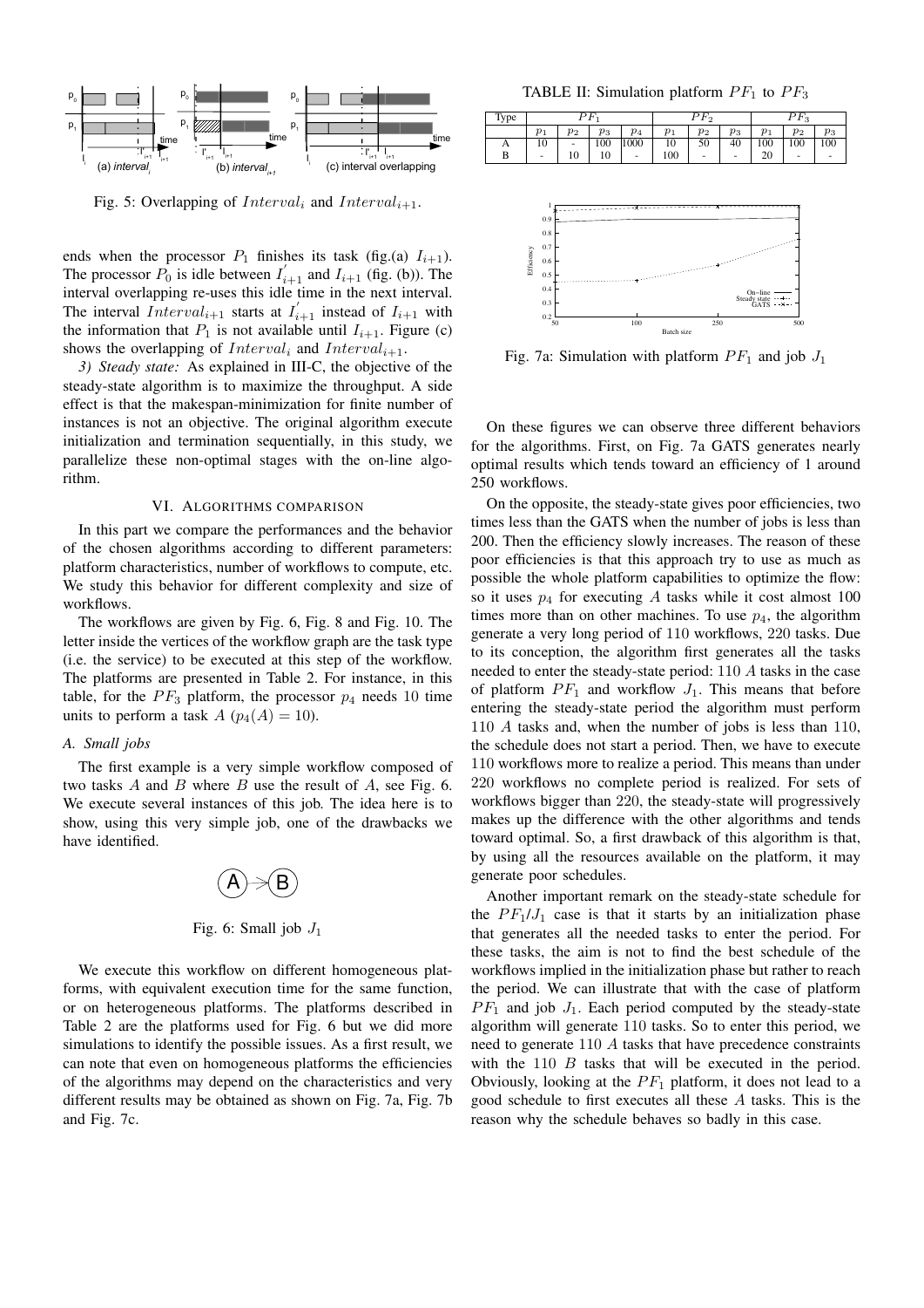Fig. 5: Overlapping of $Interval_i$ and $Interval_{i+1}$.

ends when the processor $P_1$ finishes its task (fig.(a) $I_{i+1}$). The processor $P_0$ is idle between $I^{'}_{i+1}$ and $I_{i+1}$ (fig. (b)). The interval overlapping re-uses this idle time in the next interval. The interval $Interval_{i+1}$ starts at $I^{'}_{i+1}$ instead of $I_{i+1}$ with the information that $P_1$ is not available until $I_{i+1}$. Figure (c) shows the overlapping of $Interval_i$ and $Interval_{i+1}$.

*3) Steady state:* As explained in III-C, the objective of the steady-state algorithm is to maximize the throughput. A side effect is that the makespan-minimization for finite number of instances is not an objective. The original algorithm execute initialization and termination sequentially, in this study, we parallelize these non-optimal stages with the on-line algorithm.

## VI. Algorithms comparison

In this part we compare the performances and the behavior of the chosen algorithms according to different parameters: platform characteristics, number of workflows to compute, etc. We study this behavior for different complexity and size of workflows.

The workflows are given by Fig. 6, Fig. 8 and Fig. 10. The letter inside the vertices of the workflow graph are the task type (i.e. the service) to be executed at this step of the workflow. The platforms are presented in Table 2. For instance, in this table, for the $PF_3$ platform, the processor $p_4$ needs 10 time units to perform a task $A$ ($p_4(A) = 10$).

### A. Small jobs

The first example is a very simple workflow composed of two tasks $A$ and $B$ where $B$ use the result of $A$, see Fig. 6. We execute several instances of this job. The idea here is to show, using this very simple job, one of the drawbacks we have identified.

Fig. 6: Small job $J_1$

We execute this workflow on different homogeneous platforms, with equivalent execution time for the same function, or on heterogeneous platforms. The platforms described in Table 2 are the platforms used for Fig. 6 but we did more simulations to identify the possible issues. As a first result, we can note that even on homogeneous platforms the efficiencies of the algorithms may depend on the characteristics and very different results may be obtained as shown on Fig. 7a, Fig. 7b and Fig. 7c.

TABLE II: Simulation platform $PF_1$ to $PF_3$

| Type | $PF_1$ | | | | $PF_2$ | | | $PF_3$ | | |
|---|---|---|---|---|---|---|---|---|---|---|
| | $p_1$ | $p_2$ | $p_3$ | $p_4$ | $p_1$ | $p_2$ | $p_3$ | $p_1$ | $p_2$ | $p_3$ |
| A | 10 | - | 100 | 1000 | 10 | 50 | 40 | 100 | 100 | 100 |
| B | - | 10 | 10 | - | 100 | - | - | 20 | - | - |

Fig. 7a: Simulation with platform $PF_1$ and job $J_1$

On these figures we can observe three different behaviors for the algorithms. First, on Fig. 7a GATS generates nearly optimal results which tends toward an efficiency of 1 around 250 workflows.

On the opposite, the steady-state gives poor efficiencies, two times less than the GATS when the number of jobs is less than 200. Then the efficiency slowly increases. The reason of these poor efficiencies is that this approach try to use as much as possible the whole platform capabilities to optimize the flow: so it uses $p_4$ for executing $A$ tasks while it cost almost 100 times more than on other machines. To use $p_4$, the algorithm generate a very long period of 110 workflows, 220 tasks. Due to its conception, the algorithm first generates all the tasks needed to enter the steady-state period: 110 $A$ tasks in the case of platform $PF_1$ and workflow $J_1$. This means that before entering the steady-state period the algorithm must perform 110 $A$ tasks and, when the number of jobs is less than 110, the schedule does not start a period. Then, we have to execute 110 workflows more to realize a period. This means than under 220 workflows no complete period is realized. For sets of workflows bigger than 220, the steady-state will progressively makes up the difference with the other algorithms and tends toward optimal. So, a first drawback of this algorithm is that, by using all the resources available on the platform, it may generate poor schedules.

Another important remark on the steady-state schedule for the $PF_1/J_1$ case is that it starts by an initialization phase that generates all the needed tasks to enter the period. For these tasks, the aim is not to find the best schedule of the workflows implied in the initialization phase but rather to reach the period. We can illustrate that with the case of platform $PF_1$ and job $J_1$. Each period computed by the steady-state algorithm will generate 110 tasks. So to enter this period, we need to generate 110 $A$ tasks that have precedence constraints with the 110 $B$ tasks that will be executed in the period. Obviously, looking at the $PF_1$ platform, it does not lead to a good schedule to first executes all these $A$ tasks. This is the reason why the schedule behaves so badly in this case.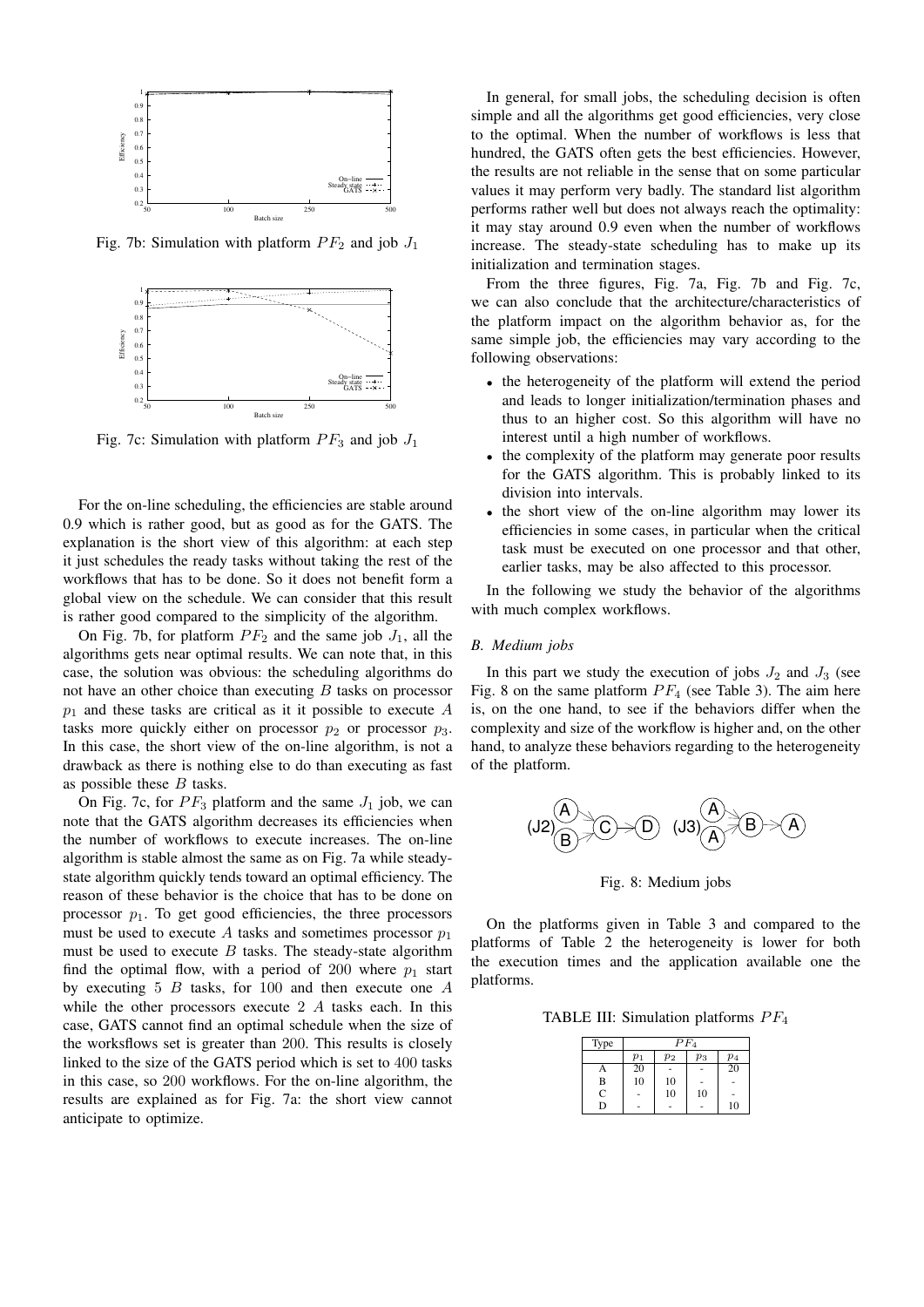Fig. 7b: Simulation with platform $PF_2$ and job $J_1$

Fig. 7c: Simulation with platform $PF_3$ and job $J_1$

For the on-line scheduling, the efficiencies are stable around 0.9 which is rather good, but as good as for the GATS. The explanation is the short view of this algorithm: at each step it just schedules the ready tasks without taking the rest of the workflows that has to be done. So it does not benefit form a global view on the schedule. We can consider that this result is rather good compared to the simplicity of the algorithm.

On Fig. 7b, for platform $PF_2$ and the same job $J_1$, all the algorithms gets near optimal results. We can note that, in this case, the solution was obvious: the scheduling algorithms do not have an other choice than executing $B$ tasks on processor $p_1$ and these tasks are critical as it it possible to execute $A$ tasks more quickly either on processor $p_2$ or processor $p_3$. In this case, the short view of the on-line algorithm, is not a drawback as there is nothing else to do than executing as fast as possible these $B$ tasks.

On Fig. 7c, for $PF_3$ platform and the same $J_1$ job, we can note that the GATS algorithm decreases its efficiencies when the number of workflows to execute increases. The on-line algorithm is stable almost the same as on Fig. 7a while steady-state algorithm quickly tends toward an optimal efficiency. The reason of these behavior is the choice that has to be done on processor $p_1$. To get good efficiencies, the three processors must be used to execute $A$ tasks and sometimes processor $p_1$ must be used to execute $B$ tasks. The steady-state algorithm find the optimal flow, with a period of 200 where $p_1$ start by executing 5 $B$ tasks, for 100 and then execute one $A$ while the other processors execute 2 $A$ tasks each. In this case, GATS cannot find an optimal schedule when the size of the worksflows set is greater than 200. This results is closely linked to the size of the GATS period which is set to 400 tasks in this case, so 200 workflows. For the on-line algorithm, the results are explained as for Fig. 7a: the short view cannot anticipate to optimize.

In general, for small jobs, the scheduling decision is often simple and all the algorithms get good efficiencies, very close to the optimal. When the number of workflows is less that hundred, the GATS often gets the best efficiencies. However, the results are not reliable in the sense that on some particular values it may perform very badly. The standard list algorithm performs rather well but does not always reach the optimality: it may stay around 0.9 even when the number of workflows increase. The steady-state scheduling has to make up its initialization and termination stages.

From the three figures, Fig. 7a, Fig. 7b and Fig. 7c, we can also conclude that the architecture/characteristics of the platform impact on the algorithm behavior as, for the same simple job, the efficiencies may vary according to the following observations:

- the heterogeneity of the platform will extend the period and leads to longer initialization/termination phases and thus to an higher cost. So this algorithm will have no interest until a high number of workflows.
- the complexity of the platform may generate poor results for the GATS algorithm. This is probably linked to its division into intervals.
- the short view of the on-line algorithm may lower its efficiencies in some cases, in particular when the critical task must be executed on one processor and that other, earlier tasks, may be also affected to this processor.

In the following we study the behavior of the algorithms with much complex workflows.

### B. Medium jobs

In this part we study the execution of jobs $J_2$ and $J_3$ (see Fig. 8 on the same platform $PF_4$ (see Table 3). The aim here is, on the one hand, to see if the behaviors differ when the complexity and size of the workflow is higher and, on the other hand, to analyze these behaviors regarding to the heterogeneity of the platform.

Fig. 8: Medium jobs

On the platforms given in Table 3 and compared to the platforms of Table 2 the heterogeneity is lower for both the execution times and the application available one the platforms.

TABLE III: Simulation platforms $PF_4$

| Type | $PF_4$ | | | |
|---|---|---|---|---|
| | $p_1$ | $p_2$ | $p_3$ | $p_4$ |
| A | 20 | - | - | 20 |
| B | 10 | 10 | - | - |
| C | - | 10 | 10 | - |
| D | - | - | - | 10 |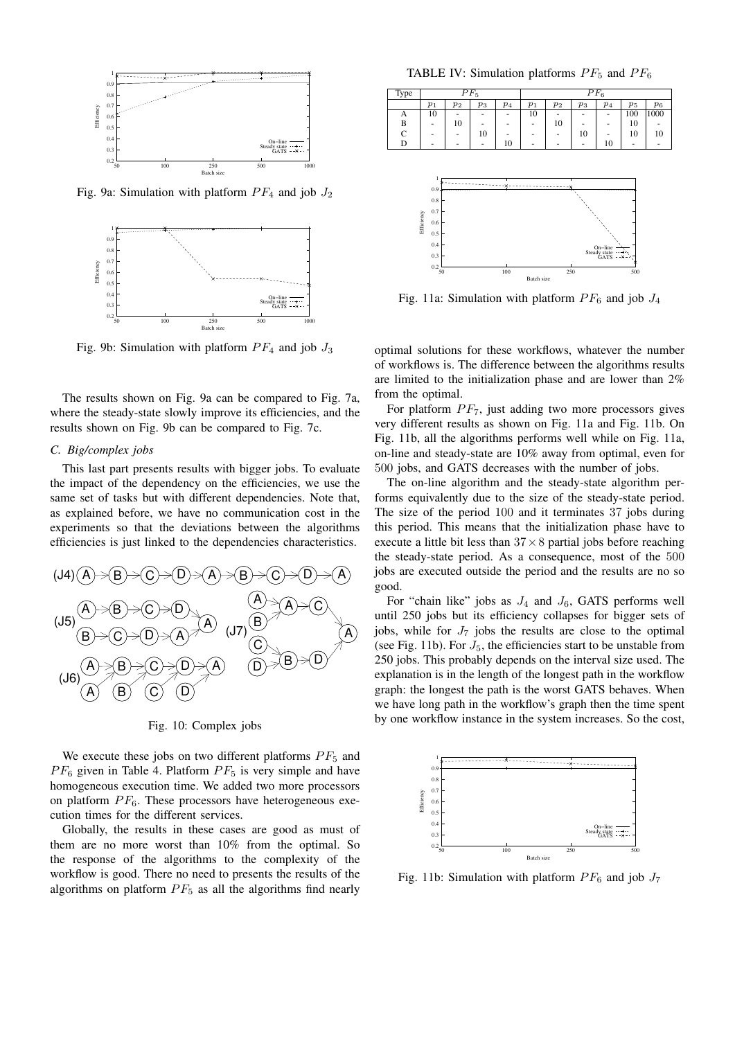Fig. 9a: Simulation with platform $PF_4$ and job $J_2$

Fig. 9b: Simulation with platform $PF_4$ and job $J_3$

The results shown on Fig. 9a can be compared to Fig. 7a, where the steady-state slowly improve its efficiencies, and the results shown on Fig. 9b can be compared to Fig. 7c.

### C. Big/complex jobs

This last part presents results with bigger jobs. To evaluate the impact of the dependency on the efficiencies, we use the same set of tasks but with different dependencies. Note that, as explained before, we have no communication cost in the experiments so that the deviations between the algorithms efficiencies is just linked to the dependencies characteristics.

Fig. 10: Complex jobs

We execute these jobs on two different platforms $PF_5$ and $PF_6$ given in Table 4. Platform $PF_5$ is very simple and have homogeneous execution time. We added two more processors on platform $PF_6$. These processors have heterogeneous execution times for the different services.

Globally, the results in these cases are good as must of them are no more worst than 10% from the optimal. So the response of the algorithms to the complexity of the workflow is good. There no need to presents the results of the algorithms on platform $PF_5$ as all the algorithms find nearly optimal solutions for these workflows, whatever the number of workflows is. The difference between the algorithms results are limited to the initialization phase and are lower than 2% from the optimal.

TABLE IV: Simulation platforms $PF_5$ and $PF_6$

| Type | $PF_5$ | | | | $PF_6$ | | | | | |
|---|---|---|---|---|---|---|---|---|---|---|
| | $p_1$ | $p_2$ | $p_3$ | $p_4$ | $p_1$ | $p_2$ | $p_3$ | $p_4$ | $p_5$ | $p_6$ |
| A | 10 | - | - | - | 10 | - | - | - | 100 | 1000 |
| B | - | 10 | - | - | - | 10 | - | - | 10 | - |
| C | - | - | 10 | - | - | - | 10 | - | 10 | 10 |
| D | - | - | - | 10 | - | - | - | 10 | - | - |

Fig. 11a: Simulation with platform $PF_6$ and job $J_4$

For platform $PF_7$, just adding two more processors gives very different results as shown on Fig. 11a and Fig. 11b. On Fig. 11b, all the algorithms performs well while on Fig. 11a, on-line and steady-state are 10% away from optimal, even for 500 jobs, and GATS decreases with the number of jobs.

The on-line algorithm and the steady-state algorithm performs equivalently due to the size of the steady-state period. The size of the period 100 and it terminates 37 jobs during this period. This means that the initialization phase have to execute a little bit less than $37 \times 8$ partial jobs before reaching the steady-state period. As a consequence, most of the 500 jobs are executed outside the period and the results are no so good.

For "chain like" jobs as $J_4$ and $J_6$, GATS performs well until 250 jobs but its efficiency collapses for bigger sets of jobs, while for $J_7$ jobs the results are close to the optimal (see Fig. 11b). For $J_5$, the efficiencies start to be unstable from 250 jobs. This probably depends on the interval size used. The explanation is in the length of the longest path in the workflow graph: the longest the path is the worst GATS behaves. When we have long path in the workflow's graph then the time spent by one workflow instance in the system increases. So the cost,

Fig. 11b: Simulation with platform $PF_6$ and job $J_7$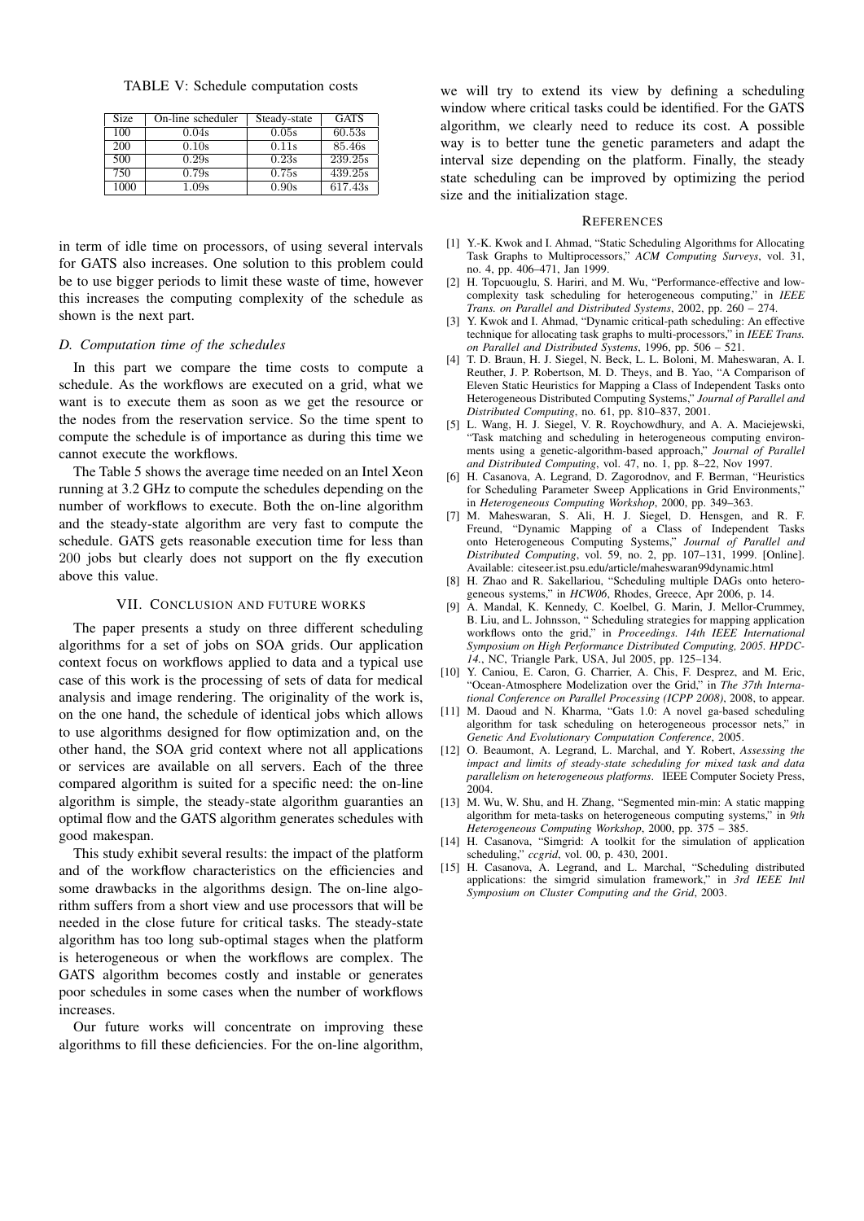TABLE V: Schedule computation costs

| Size | On-line scheduler | Steady-state | GATS |
|---|---|---|---|
| 100 | 0.04s | 0.05s | 60.53s |
| 200 | 0.10s | 0.11s | 85.46s |
| 500 | 0.29s | 0.23s | 239.25s |
| 750 | 0.79s | 0.75s | 439.25s |
| 1000 | 1.09s | 0.90s | 617.43s |

in term of idle time on processors, of using several intervals for GATS also increases. One solution to this problem could be to use bigger periods to limit these waste of time, however this increases the computing complexity of the schedule as shown is the next part.

### *D. Computation time of the schedules*

In this part we compare the time costs to compute a schedule. As the workflows are executed on a grid, what we want is to execute them as soon as we get the resource or the nodes from the reservation service. So the time spent to compute the schedule is of importance as during this time we cannot execute the workflows.

The Table 5 shows the average time needed on an Intel Xeon running at 3.2 GHz to compute the schedules depending on the number of workflows to execute. Both the on-line algorithm and the steady-state algorithm are very fast to compute the schedule. GATS gets reasonable execution time for less than 200 jobs but clearly does not support on the fly execution above this value.

## VII. Conclusion and future works

The paper presents a study on three different scheduling algorithms for a set of jobs on SOA grids. Our application context focus on workflows applied to data and a typical use case of this work is the processing of sets of data for medical analysis and image rendering. The originality of the work is, on the one hand, the schedule of identical jobs which allows to use algorithms designed for flow optimization and, on the other hand, the SOA grid context where not all applications or services are available on all servers. Each of the three compared algorithm is suited for a specific need: the on-line algorithm is simple, the steady-state algorithm guaranties an optimal flow and the GATS algorithm generates schedules with good makespan.

This study exhibit several results: the impact of the platform and of the workflow characteristics on the efficiencies and some drawbacks in the algorithms design. The on-line algorithm suffers from a short view and use processors that will be needed in the close future for critical tasks. The steady-state algorithm has too long sub-optimal stages when the platform is heterogeneous or when the workflows are complex. The GATS algorithm becomes costly and instable or generates poor schedules in some cases when the number of workflows increases.

Our future works will concentrate on improving these algorithms to fill these deficiencies. For the on-line algorithm, we will try to extend its view by defining a scheduling window where critical tasks could be identified. For the GATS algorithm, we clearly need to reduce its cost. A possible way is to better tune the genetic parameters and adapt the interval size depending on the platform. Finally, the steady state scheduling can be improved by optimizing the period size and the initialization stage.

## References

[1] Y.-K. Kwok and I. Ahmad, "Static Scheduling Algorithms for Allocating Task Graphs to Multiprocessors," *ACM Computing Surveys*, vol. 31, no. 4, pp. 406–471, Jan 1999.

[2] H. Topcuouglu, S. Hariri, and M. Wu, "Performance-effective and low-complexity task scheduling for heterogeneous computing," in *IEEE Trans. on Parallel and Distributed Systems*, 2002, pp. 260 – 274.

[3] Y. Kwok and I. Ahmad, "Dynamic critical-path scheduling: An effective technique for allocating task graphs to multi-processors," in *IEEE Trans. on Parallel and Distributed Systems*, 1996, pp. 506 – 521.

[4] T. D. Braun, H. J. Siegel, N. Beck, L. L. Boloni, M. Maheswaran, A. I. Reuther, J. P. Robertson, M. D. Theys, and B. Yao, "A Comparison of Eleven Static Heuristics for Mapping a Class of Independent Tasks onto Heterogeneous Distributed Computing Systems," *Journal of Parallel and Distributed Computing*, no. 61, pp. 810–837, 2001.

[5] L. Wang, H. J. Siegel, V. R. Roychowdhury, and A. A. Maciejewski, "Task matching and scheduling in heterogeneous computing environments using a genetic-algorithm-based approach," *Journal of Parallel and Distributed Computing*, vol. 47, no. 1, pp. 8–22, Nov 1997.

[6] H. Casanova, A. Legrand, D. Zagorodnov, and F. Berman, "Heuristics for Scheduling Parameter Sweep Applications in Grid Environments," in *Heterogeneous Computing Workshop*, 2000, pp. 349–363.

[7] M. Maheswaran, S. Ali, H. J. Siegel, D. Hensgen, and R. F. Freund, "Dynamic Mapping of a Class of Independent Tasks onto Heterogeneous Computing Systems," *Journal of Parallel and Distributed Computing*, vol. 59, no. 2, pp. 107–131, 1999. [Online]. Available: citeseer.ist.psu.edu/article/maheswaran99dynamic.html

[8] H. Zhao and R. Sakellariou, "Scheduling multiple DAGs onto heterogeneous systems," in *HCW06*, Rhodes, Greece, Apr 2006, p. 14.

[9] A. Mandal, K. Kennedy, C. Koelbel, G. Marin, J. Mellor-Crummey, B. Liu, and L. Johnsson, " Scheduling strategies for mapping application workflows onto the grid," in *Proceedings. 14th IEEE International Symposium on High Performance Distributed Computing, 2005. HPDC-14.*, NC, Triangle Park, USA, Jul 2005, pp. 125–134.

[10] Y. Caniou, E. Caron, G. Charrier, A. Chis, F. Desprez, and M. Eric, "Ocean-Atmosphere Modelization over the Grid," in *The 37th International Conference on Parallel Processing (ICPP 2008)*, 2008, to appear.

[11] M. Daoud and N. Kharma, "Gats 1.0: A novel ga-based scheduling algorithm for task scheduling on heterogeneous processor nets," in *Genetic And Evolutionary Computation Conference*, 2005.

[12] O. Beaumont, A. Legrand, L. Marchal, and Y. Robert, *Assessing the impact and limits of steady-state scheduling for mixed task and data parallelism on heterogeneous platforms*. IEEE Computer Society Press, 2004.

[13] M. Wu, W. Shu, and H. Zhang, "Segmented min-min: A static mapping algorithm for meta-tasks on heterogeneous computing systems," in *9th Heterogeneous Computing Workshop*, 2000, pp. 375 – 385.

[14] H. Casanova, "Simgrid: A toolkit for the simulation of application scheduling," *ccgrid*, vol. 00, p. 430, 2001.

[15] H. Casanova, A. Legrand, and L. Marchal, "Scheduling distributed applications: the simgrid simulation framework," in *3rd IEEE Intl Symposium on Cluster Computing and the Grid*, 2003.